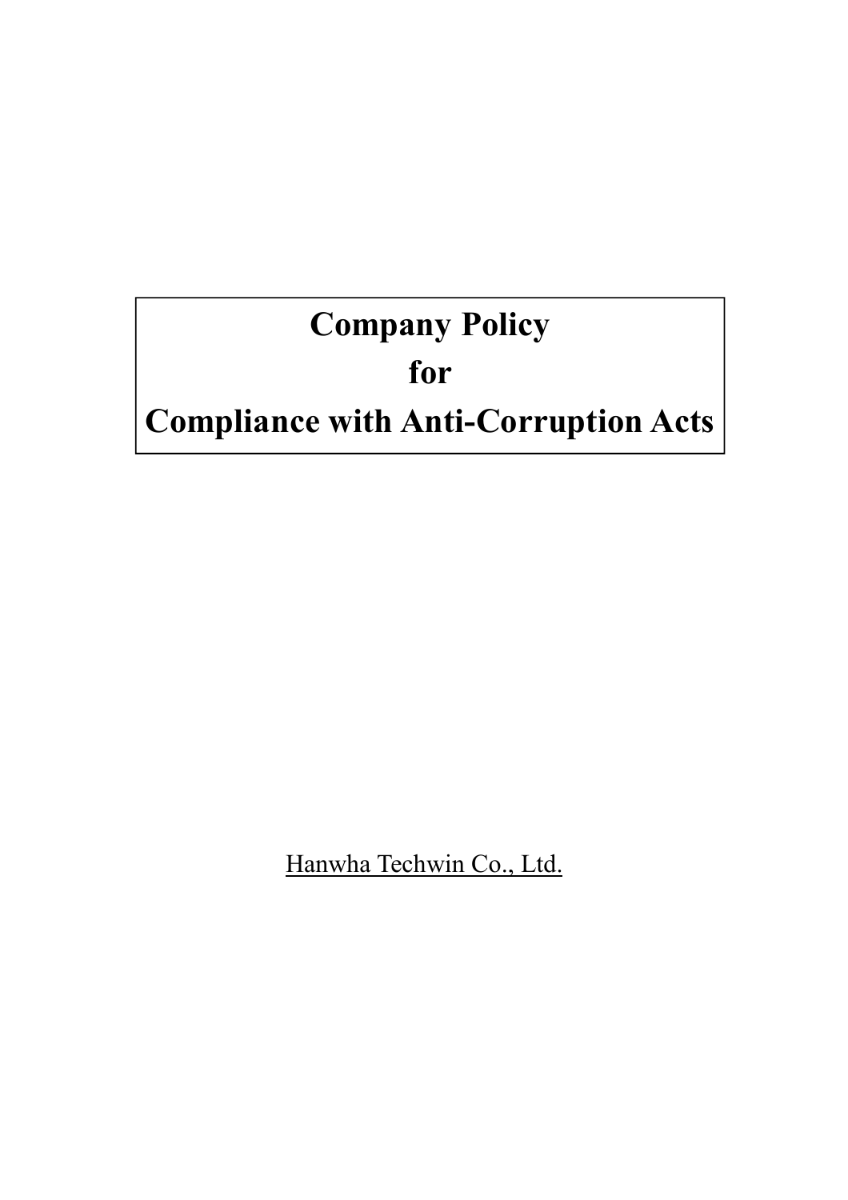# Company Policy for Compliance with Anti-Corruption Acts

Hanwha Techwin Co., Ltd.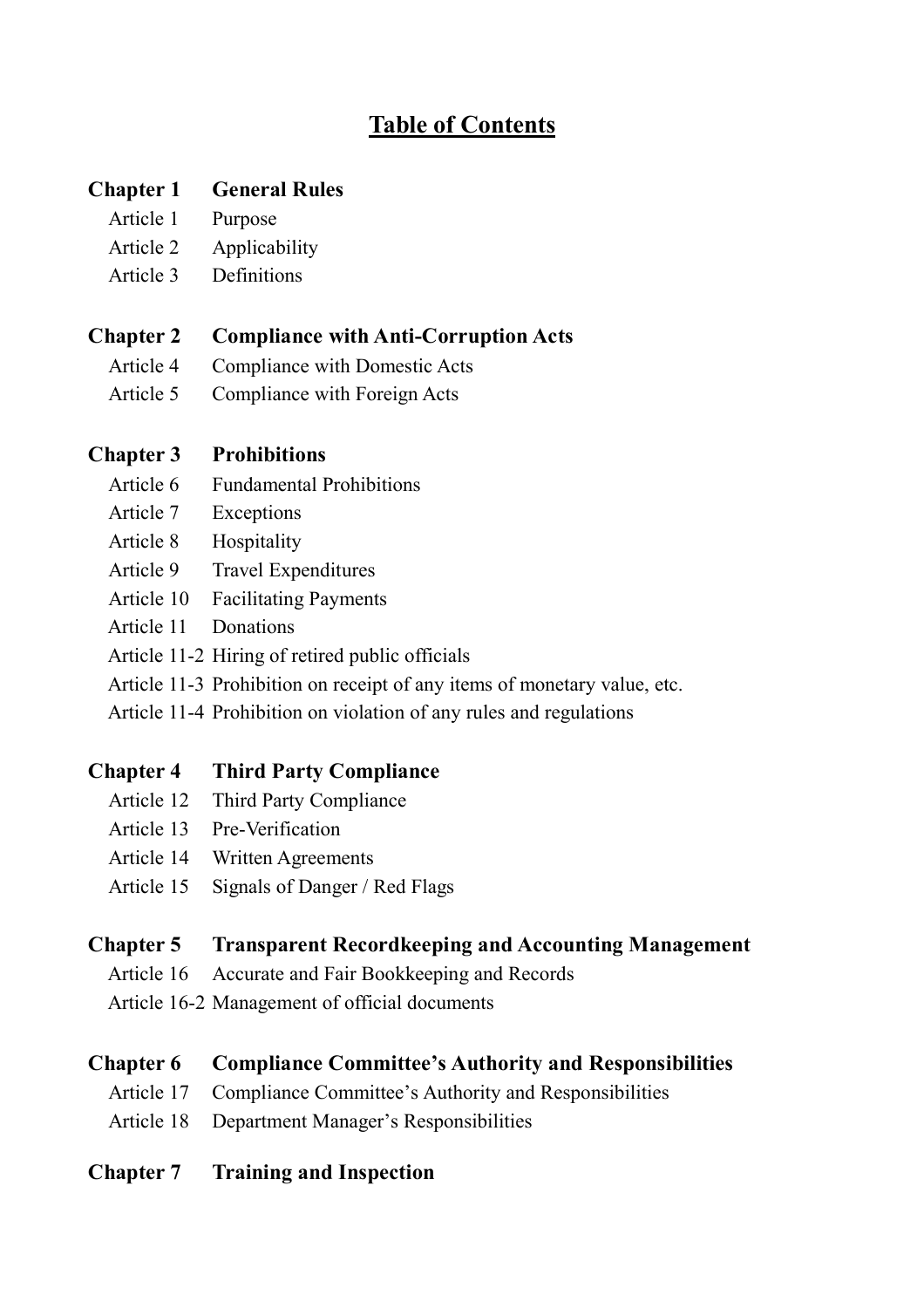# Table of Contents

**Chapter 1 General Rules**

- Article 1 Purpose
- Article 2 Applicability
- Article 3 Definitions

**Chapter 2 Compliance with Anti-Corruption Acts**

- Article 4 Compliance with Domestic Acts
- Article 5 Compliance with Foreign Acts

**Chapter 3 Prohibitions**

- Article 6 Fundamental Prohibitions
- Article 7 Exceptions
- Article 8 Hospitality
- Article 9 Travel Expenditures
- Article 10 Facilitating Payments
- Article 11 Donations
- Article 11-2 Hiring of retired public officials
- Article 11-3 Prohibition on receipt of any items of monetary value, etc.
- Article 11-4 Prohibition on violation of any rules and regulations

**Chapter 4 Third Party Compliance**

- Article 12 Third Party Compliance
- Article 13 Pre-Verification
- Article 14 Written Agreements
- Article 15 Signals of Danger / Red Flags

**Chapter 5 Transparent Recordkeeping and Accounting Management**

- Article 16 Accurate and Fair Bookkeeping and Records
- Article 16-2 Management of official documents

**Chapter 6 Compliance Committee's Authority and Responsibilities**

- Article 17 Compliance Committee's Authority and Responsibilities
- Article 18 Department Manager's Responsibilities

**Chapter 7 Training and Inspection**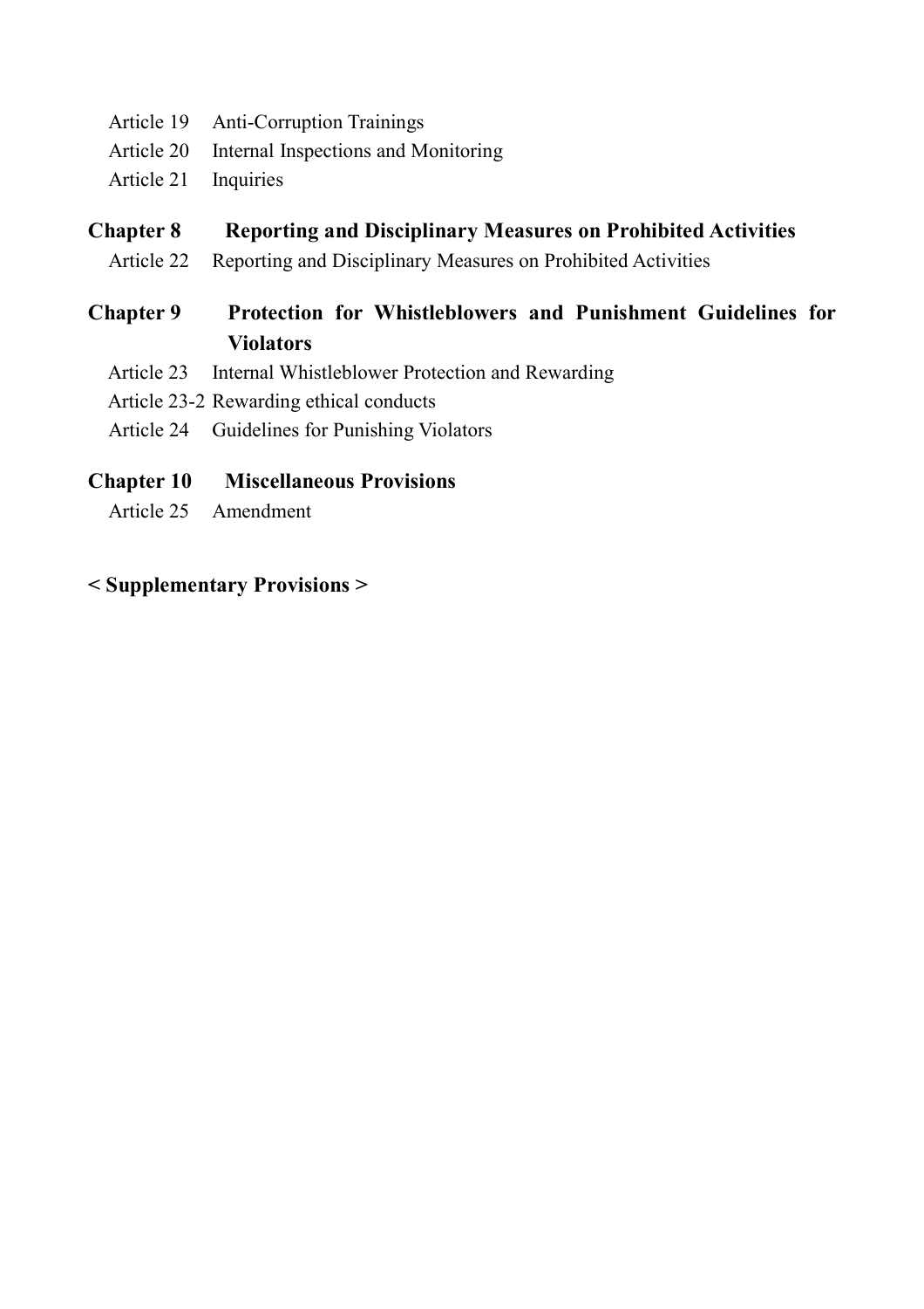Article 19　Anti-Corruption Trainings

Article 20　Internal Inspections and Monitoring

Article 21　Inquiries

## Chapter 8　Reporting and Disciplinary Measures on Prohibited Activities

Article 22　Reporting and Disciplinary Measures on Prohibited Activities

## Chapter 9　Protection for Whistleblowers and Punishment Guidelines for Violators

Article 23　Internal Whistleblower Protection and Rewarding

Article 23-2 Rewarding ethical conducts

Article 24　Guidelines for Punishing Violators

## Chapter 10　Miscellaneous Provisions

Article 25　Amendment

## < Supplementary Provisions >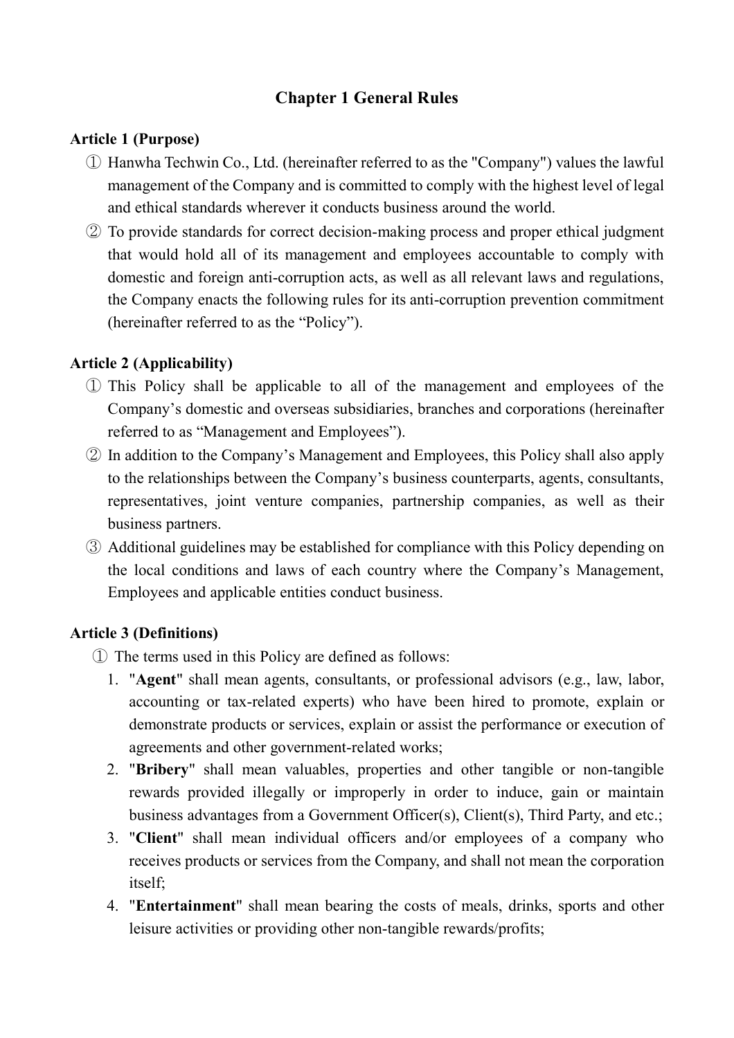## Chapter 1 General Rules

**Article 1 (Purpose)**

① Hanwha Techwin Co., Ltd. (hereinafter referred to as the "Company") values the lawful management of the Company and is committed to comply with the highest level of legal and ethical standards wherever it conducts business around the world.

② To provide standards for correct decision-making process and proper ethical judgment that would hold all of its management and employees accountable to comply with domestic and foreign anti-corruption acts, as well as all relevant laws and regulations, the Company enacts the following rules for its anti-corruption prevention commitment (hereinafter referred to as the "Policy").

**Article 2 (Applicability)**

① This Policy shall be applicable to all of the management and employees of the Company's domestic and overseas subsidiaries, branches and corporations (hereinafter referred to as "Management and Employees").

② In addition to the Company's Management and Employees, this Policy shall also apply to the relationships between the Company's business counterparts, agents, consultants, representatives, joint venture companies, partnership companies, as well as their business partners.

③ Additional guidelines may be established for compliance with this Policy depending on the local conditions and laws of each country where the Company's Management, Employees and applicable entities conduct business.

**Article 3 (Definitions)**

① The terms used in this Policy are defined as follows:

1. "**Agent**" shall mean agents, consultants, or professional advisors (e.g., law, labor, accounting or tax-related experts) who have been hired to promote, explain or demonstrate products or services, explain or assist the performance or execution of agreements and other government-related works;
2. "**Bribery**" shall mean valuables, properties and other tangible or non-tangible rewards provided illegally or improperly in order to induce, gain or maintain business advantages from a Government Officer(s), Client(s), Third Party, and etc.;
3. "**Client**" shall mean individual officers and/or employees of a company who receives products or services from the Company, and shall not mean the corporation itself;
4. "**Entertainment**" shall mean bearing the costs of meals, drinks, sports and other leisure activities or providing other non-tangible rewards/profits;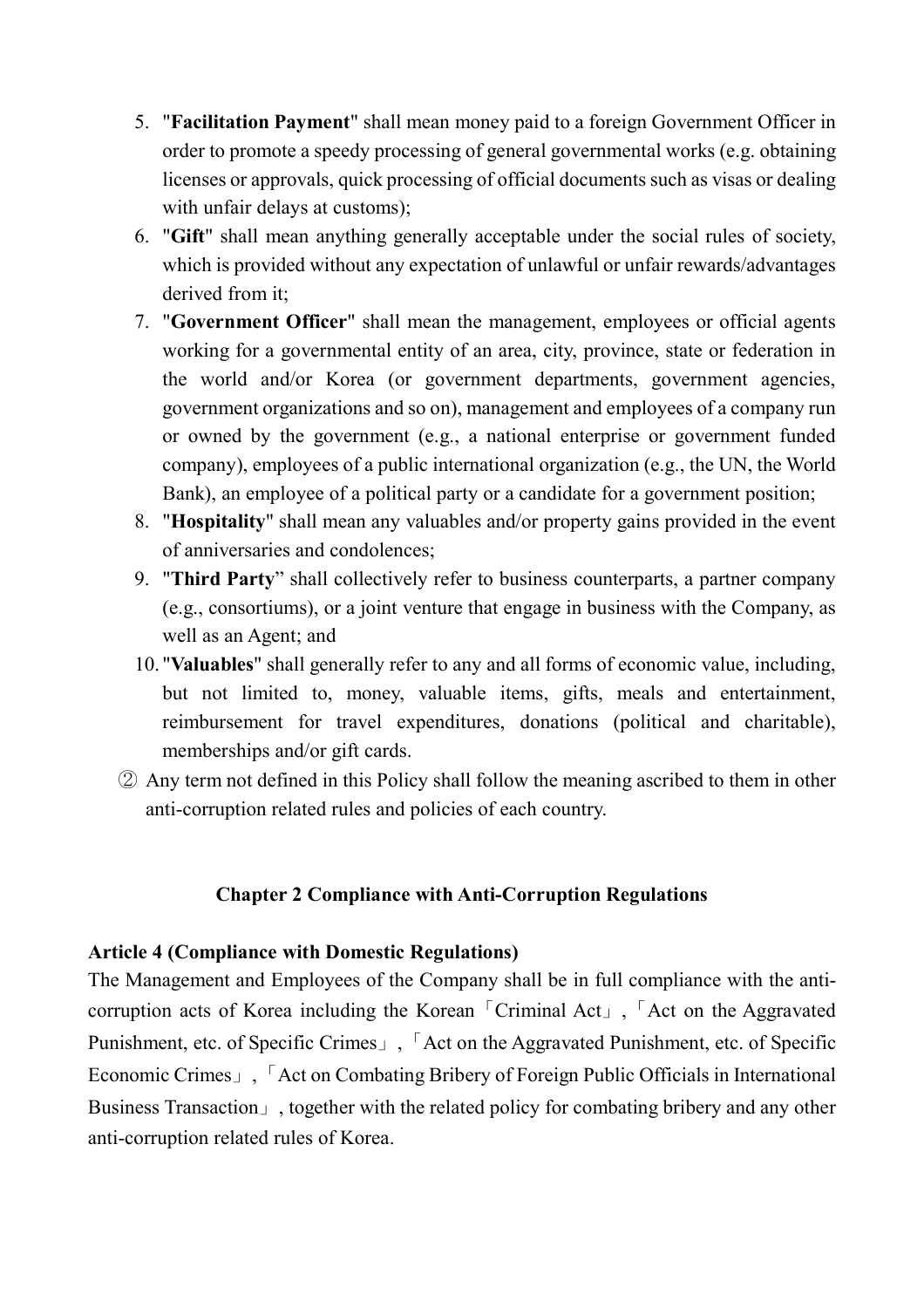5. "**Facilitation Payment**" shall mean money paid to a foreign Government Officer in order to promote a speedy processing of general governmental works (e.g. obtaining licenses or approvals, quick processing of official documents such as visas or dealing with unfair delays at customs);
6. "**Gift**" shall mean anything generally acceptable under the social rules of society, which is provided without any expectation of unlawful or unfair rewards/advantages derived from it;
7. "**Government Officer**" shall mean the management, employees or official agents working for a governmental entity of an area, city, province, state or federation in the world and/or Korea (or government departments, government agencies, government organizations and so on), management and employees of a company run or owned by the government (e.g., a national enterprise or government funded company), employees of a public international organization (e.g., the UN, the World Bank), an employee of a political party or a candidate for a government position;
8. "**Hospitality**" shall mean any valuables and/or property gains provided in the event of anniversaries and condolences;
9. "**Third Party**" shall collectively refer to business counterparts, a partner company (e.g., consortiums), or a joint venture that engage in business with the Company, as well as an Agent; and
10. "**Valuables**" shall generally refer to any and all forms of economic value, including, but not limited to, money, valuable items, gifts, meals and entertainment, reimbursement for travel expenditures, donations (political and charitable), memberships and/or gift cards.

② Any term not defined in this Policy shall follow the meaning ascribed to them in other anti-corruption related rules and policies of each country.

## Chapter 2 Compliance with Anti-Corruption Regulations

**Article 4 (Compliance with Domestic Regulations)**

The Management and Employees of the Company shall be in full compliance with the anti-corruption acts of Korea including the Korean「Criminal Act」,「Act on the Aggravated Punishment, etc. of Specific Crimes」,「Act on the Aggravated Punishment, etc. of Specific Economic Crimes」,「Act on Combating Bribery of Foreign Public Officials in International Business Transaction」, together with the related policy for combating bribery and any other anti-corruption related rules of Korea.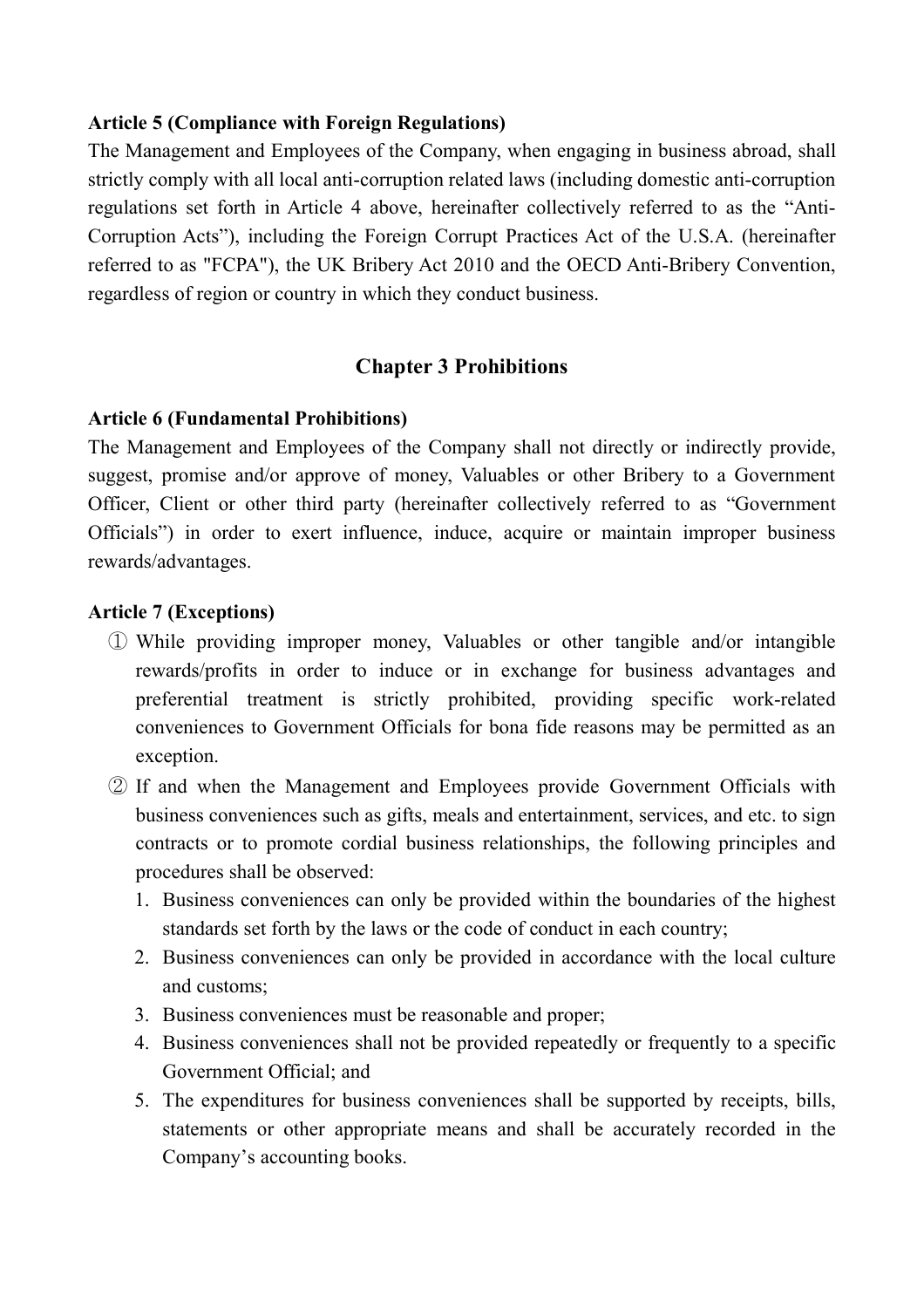**Article 5 (Compliance with Foreign Regulations)**

The Management and Employees of the Company, when engaging in business abroad, shall strictly comply with all local anti-corruption related laws (including domestic anti-corruption regulations set forth in Article 4 above, hereinafter collectively referred to as the "Anti-Corruption Acts"), including the Foreign Corrupt Practices Act of the U.S.A. (hereinafter referred to as "FCPA"), the UK Bribery Act 2010 and the OECD Anti-Bribery Convention, regardless of region or country in which they conduct business.

## Chapter 3 Prohibitions

**Article 6 (Fundamental Prohibitions)**

The Management and Employees of the Company shall not directly or indirectly provide, suggest, promise and/or approve of money, Valuables or other Bribery to a Government Officer, Client or other third party (hereinafter collectively referred to as "Government Officials") in order to exert influence, induce, acquire or maintain improper business rewards/advantages.

**Article 7 (Exceptions)**

① While providing improper money, Valuables or other tangible and/or intangible rewards/profits in order to induce or in exchange for business advantages and preferential treatment is strictly prohibited, providing specific work-related conveniences to Government Officials for bona fide reasons may be permitted as an exception.

② If and when the Management and Employees provide Government Officials with business conveniences such as gifts, meals and entertainment, services, and etc. to sign contracts or to promote cordial business relationships, the following principles and procedures shall be observed:

1. Business conveniences can only be provided within the boundaries of the highest standards set forth by the laws or the code of conduct in each country;
2. Business conveniences can only be provided in accordance with the local culture and customs;
3. Business conveniences must be reasonable and proper;
4. Business conveniences shall not be provided repeatedly or frequently to a specific Government Official; and
5. The expenditures for business conveniences shall be supported by receipts, bills, statements or other appropriate means and shall be accurately recorded in the Company's accounting books.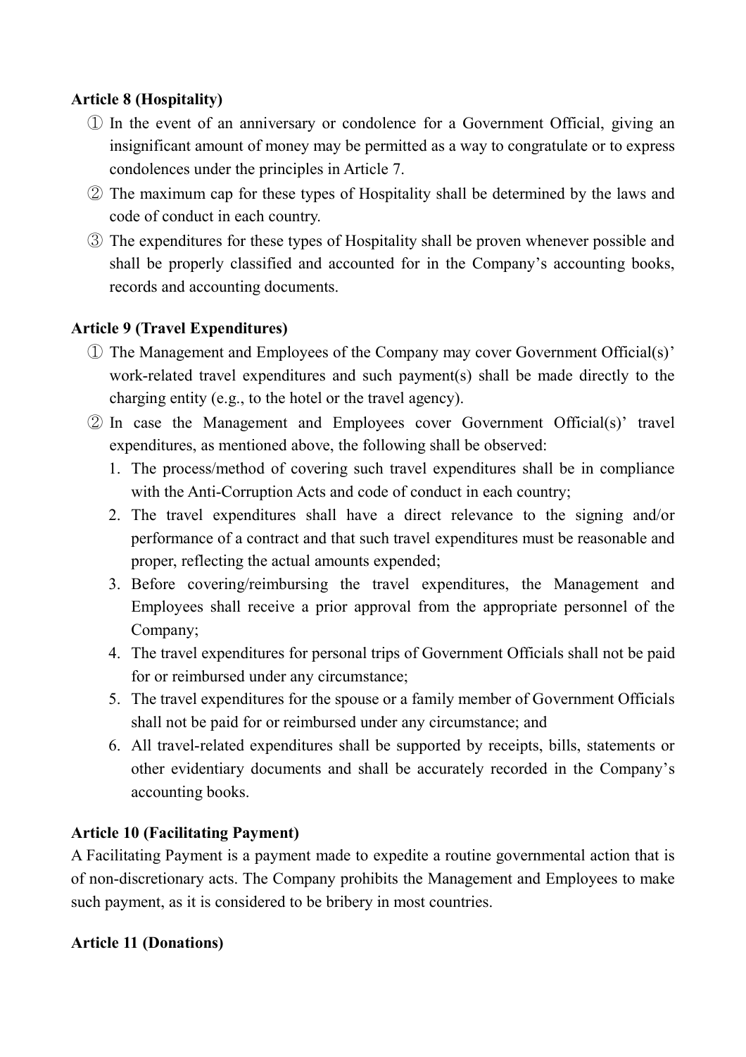**Article 8 (Hospitality)**

① In the event of an anniversary or condolence for a Government Official, giving an insignificant amount of money may be permitted as a way to congratulate or to express condolences under the principles in Article 7.

② The maximum cap for these types of Hospitality shall be determined by the laws and code of conduct in each country.

③ The expenditures for these types of Hospitality shall be proven whenever possible and shall be properly classified and accounted for in the Company's accounting books, records and accounting documents.

**Article 9 (Travel Expenditures)**

① The Management and Employees of the Company may cover Government Official(s)' work-related travel expenditures and such payment(s) shall be made directly to the charging entity (e.g., to the hotel or the travel agency).

② In case the Management and Employees cover Government Official(s)' travel expenditures, as mentioned above, the following shall be observed:

1. The process/method of covering such travel expenditures shall be in compliance with the Anti-Corruption Acts and code of conduct in each country;
2. The travel expenditures shall have a direct relevance to the signing and/or performance of a contract and that such travel expenditures must be reasonable and proper, reflecting the actual amounts expended;
3. Before covering/reimbursing the travel expenditures, the Management and Employees shall receive a prior approval from the appropriate personnel of the Company;
4. The travel expenditures for personal trips of Government Officials shall not be paid for or reimbursed under any circumstance;
5. The travel expenditures for the spouse or a family member of Government Officials shall not be paid for or reimbursed under any circumstance; and
6. All travel-related expenditures shall be supported by receipts, bills, statements or other evidentiary documents and shall be accurately recorded in the Company's accounting books.

**Article 10 (Facilitating Payment)**

A Facilitating Payment is a payment made to expedite a routine governmental action that is of non-discretionary acts. The Company prohibits the Management and Employees to make such payment, as it is considered to be bribery in most countries.

**Article 11 (Donations)**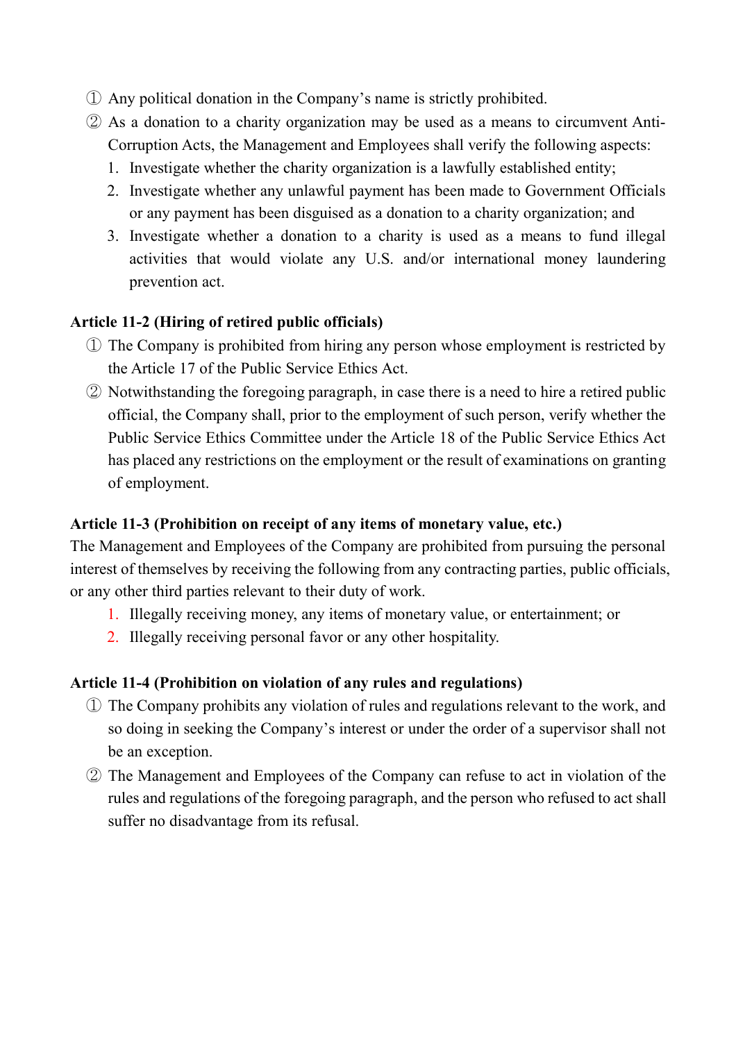① Any political donation in the Company's name is strictly prohibited.

② As a donation to a charity organization may be used as a means to circumvent Anti-Corruption Acts, the Management and Employees shall verify the following aspects:

1. Investigate whether the charity organization is a lawfully established entity;
2. Investigate whether any unlawful payment has been made to Government Officials or any payment has been disguised as a donation to a charity organization; and
3. Investigate whether a donation to a charity is used as a means to fund illegal activities that would violate any U.S. and/or international money laundering prevention act.

**Article 11-2 (Hiring of retired public officials)**

① The Company is prohibited from hiring any person whose employment is restricted by the Article 17 of the Public Service Ethics Act.

② Notwithstanding the foregoing paragraph, in case there is a need to hire a retired public official, the Company shall, prior to the employment of such person, verify whether the Public Service Ethics Committee under the Article 18 of the Public Service Ethics Act has placed any restrictions on the employment or the result of examinations on granting of employment.

**Article 11-3 (Prohibition on receipt of any items of monetary value, etc.)**

The Management and Employees of the Company are prohibited from pursuing the personal interest of themselves by receiving the following from any contracting parties, public officials, or any other third parties relevant to their duty of work.

1. Illegally receiving money, any items of monetary value, or entertainment; or
2. Illegally receiving personal favor or any other hospitality.

**Article 11-4 (Prohibition on violation of any rules and regulations)**

① The Company prohibits any violation of rules and regulations relevant to the work, and so doing in seeking the Company's interest or under the order of a supervisor shall not be an exception.

② The Management and Employees of the Company can refuse to act in violation of the rules and regulations of the foregoing paragraph, and the person who refused to act shall suffer no disadvantage from its refusal.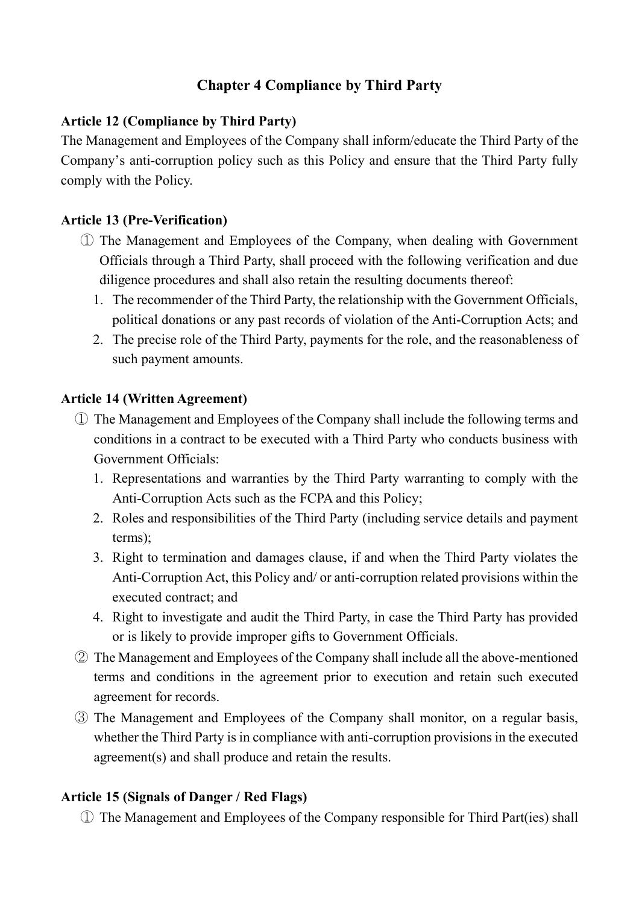## Chapter 4 Compliance by Third Party

**Article 12 (Compliance by Third Party)**

The Management and Employees of the Company shall inform/educate the Third Party of the Company's anti-corruption policy such as this Policy and ensure that the Third Party fully comply with the Policy.

**Article 13 (Pre-Verification)**

① The Management and Employees of the Company, when dealing with Government Officials through a Third Party, shall proceed with the following verification and due diligence procedures and shall also retain the resulting documents thereof:

1. The recommender of the Third Party, the relationship with the Government Officials, political donations or any past records of violation of the Anti-Corruption Acts; and
2. The precise role of the Third Party, payments for the role, and the reasonableness of such payment amounts.

**Article 14 (Written Agreement)**

① The Management and Employees of the Company shall include the following terms and conditions in a contract to be executed with a Third Party who conducts business with Government Officials:

1. Representations and warranties by the Third Party warranting to comply with the Anti-Corruption Acts such as the FCPA and this Policy;
2. Roles and responsibilities of the Third Party (including service details and payment terms);
3. Right to termination and damages clause, if and when the Third Party violates the Anti-Corruption Act, this Policy and/ or anti-corruption related provisions within the executed contract; and
4. Right to investigate and audit the Third Party, in case the Third Party has provided or is likely to provide improper gifts to Government Officials.

② The Management and Employees of the Company shall include all the above-mentioned terms and conditions in the agreement prior to execution and retain such executed agreement for records.

③ The Management and Employees of the Company shall monitor, on a regular basis, whether the Third Party is in compliance with anti-corruption provisions in the executed agreement(s) and shall produce and retain the results.

**Article 15 (Signals of Danger / Red Flags)**

① The Management and Employees of the Company responsible for Third Part(ies) shall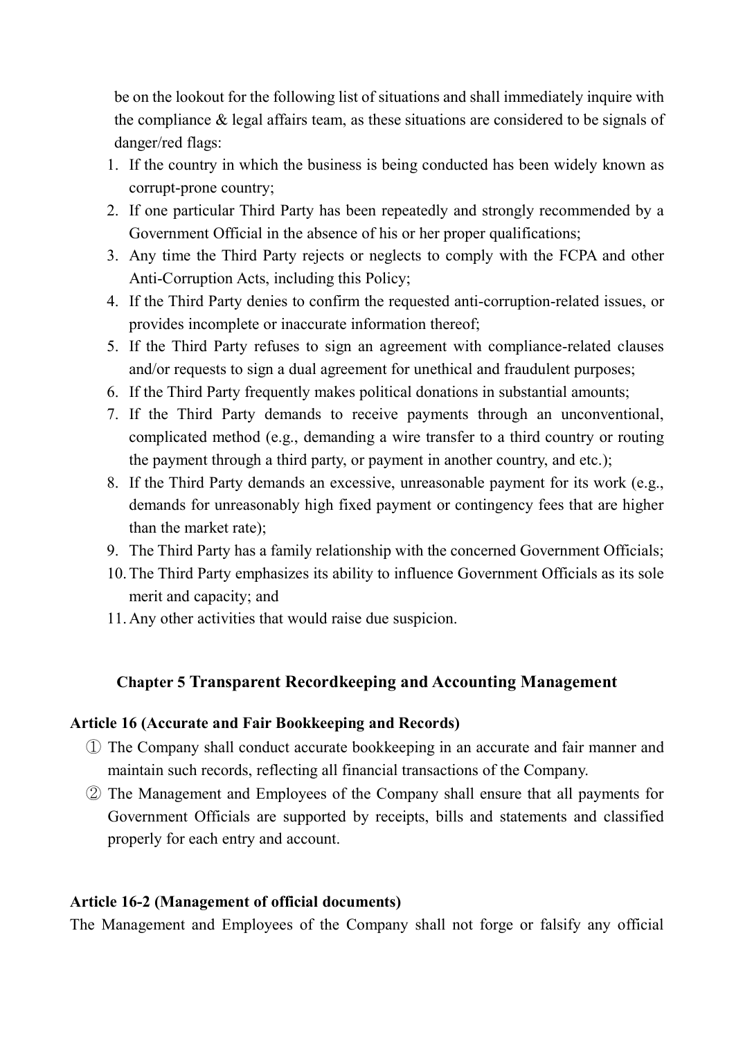be on the lookout for the following list of situations and shall immediately inquire with the compliance & legal affairs team, as these situations are considered to be signals of danger/red flags:

1. If the country in which the business is being conducted has been widely known as corrupt-prone country;
2. If one particular Third Party has been repeatedly and strongly recommended by a Government Official in the absence of his or her proper qualifications;
3. Any time the Third Party rejects or neglects to comply with the FCPA and other Anti-Corruption Acts, including this Policy;
4. If the Third Party denies to confirm the requested anti-corruption-related issues, or provides incomplete or inaccurate information thereof;
5. If the Third Party refuses to sign an agreement with compliance-related clauses and/or requests to sign a dual agreement for unethical and fraudulent purposes;
6. If the Third Party frequently makes political donations in substantial amounts;
7. If the Third Party demands to receive payments through an unconventional, complicated method (e.g., demanding a wire transfer to a third country or routing the payment through a third party, or payment in another country, and etc.);
8. If the Third Party demands an excessive, unreasonable payment for its work (e.g., demands for unreasonably high fixed payment or contingency fees that are higher than the market rate);
9. The Third Party has a family relationship with the concerned Government Officials;
10. The Third Party emphasizes its ability to influence Government Officials as its sole merit and capacity; and
11. Any other activities that would raise due suspicion.

## Chapter 5 Transparent Recordkeeping and Accounting Management

### Article 16 (Accurate and Fair Bookkeeping and Records)

① The Company shall conduct accurate bookkeeping in an accurate and fair manner and maintain such records, reflecting all financial transactions of the Company.

② The Management and Employees of the Company shall ensure that all payments for Government Officials are supported by receipts, bills and statements and classified properly for each entry and account.

### Article 16-2 (Management of official documents)

The Management and Employees of the Company shall not forge or falsify any official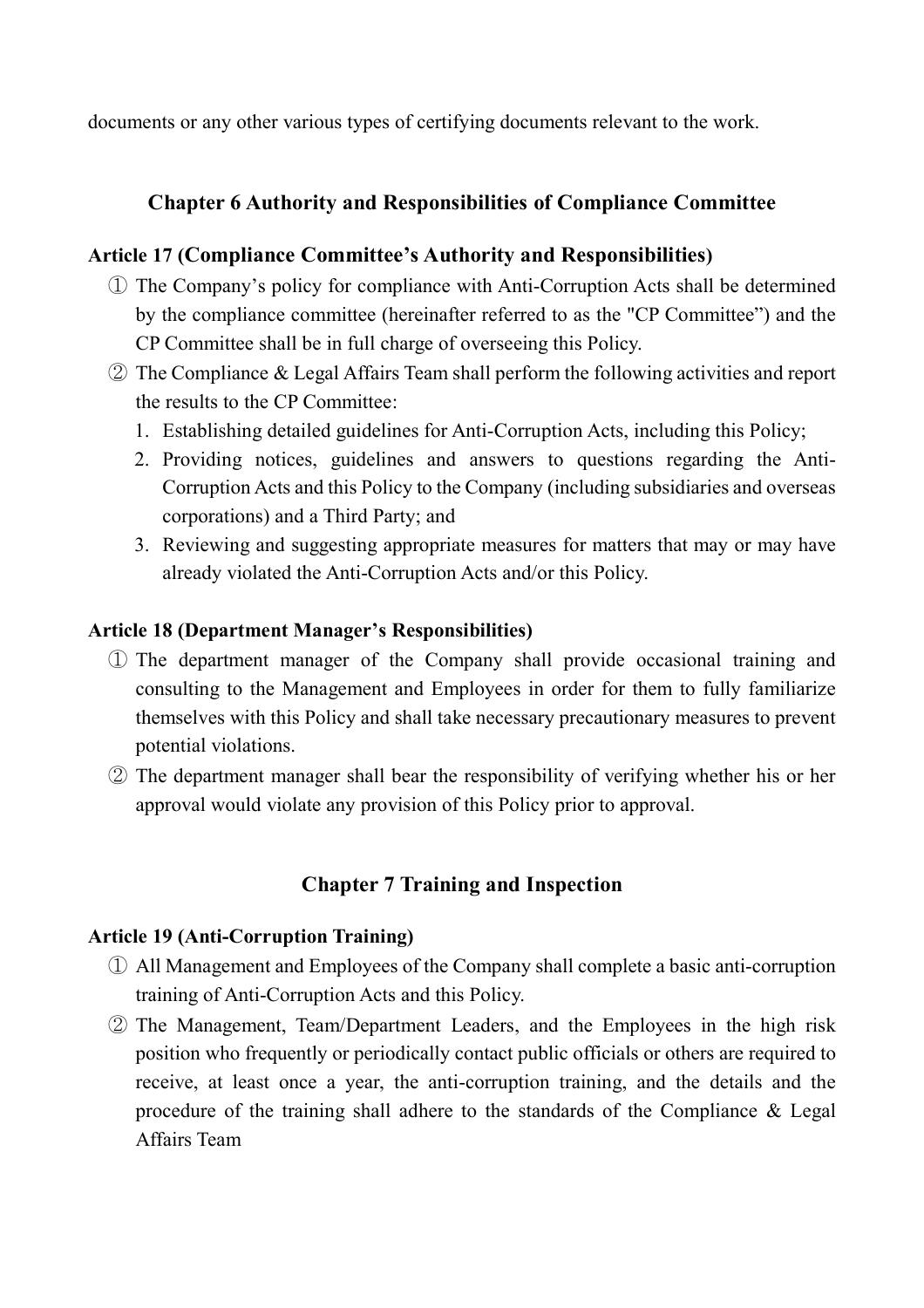documents or any other various types of certifying documents relevant to the work.

## Chapter 6 Authority and Responsibilities of Compliance Committee

### Article 17 (Compliance Committee's Authority and Responsibilities)

① The Company's policy for compliance with Anti-Corruption Acts shall be determined by the compliance committee (hereinafter referred to as the "CP Committee") and the CP Committee shall be in full charge of overseeing this Policy.

② The Compliance & Legal Affairs Team shall perform the following activities and report the results to the CP Committee:

1. Establishing detailed guidelines for Anti-Corruption Acts, including this Policy;
2. Providing notices, guidelines and answers to questions regarding the Anti-Corruption Acts and this Policy to the Company (including subsidiaries and overseas corporations) and a Third Party; and
3. Reviewing and suggesting appropriate measures for matters that may or may have already violated the Anti-Corruption Acts and/or this Policy.

### Article 18 (Department Manager's Responsibilities)

① The department manager of the Company shall provide occasional training and consulting to the Management and Employees in order for them to fully familiarize themselves with this Policy and shall take necessary precautionary measures to prevent potential violations.

② The department manager shall bear the responsibility of verifying whether his or her approval would violate any provision of this Policy prior to approval.

## Chapter 7 Training and Inspection

### Article 19 (Anti-Corruption Training)

① All Management and Employees of the Company shall complete a basic anti-corruption training of Anti-Corruption Acts and this Policy.

② The Management, Team/Department Leaders, and the Employees in the high risk position who frequently or periodically contact public officials or others are required to receive, at least once a year, the anti-corruption training, and the details and the procedure of the training shall adhere to the standards of the Compliance & Legal Affairs Team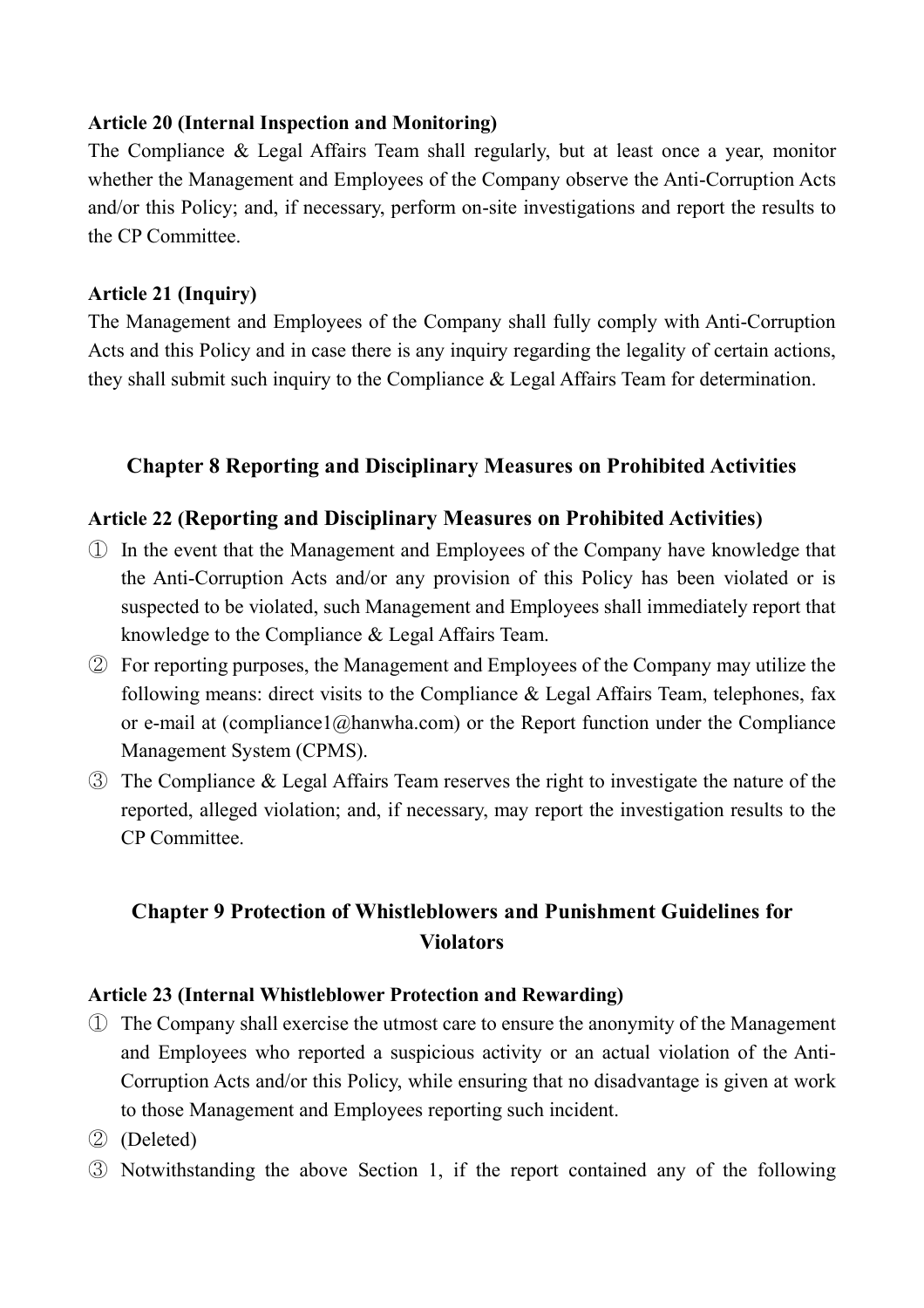**Article 20 (Internal Inspection and Monitoring)**

The Compliance & Legal Affairs Team shall regularly, but at least once a year, monitor whether the Management and Employees of the Company observe the Anti-Corruption Acts and/or this Policy; and, if necessary, perform on-site investigations and report the results to the CP Committee.

**Article 21 (Inquiry)**

The Management and Employees of the Company shall fully comply with Anti-Corruption Acts and this Policy and in case there is any inquiry regarding the legality of certain actions, they shall submit such inquiry to the Compliance & Legal Affairs Team for determination.

## Chapter 8 Reporting and Disciplinary Measures on Prohibited Activities

**Article 22 (Reporting and Disciplinary Measures on Prohibited Activities)**

① In the event that the Management and Employees of the Company have knowledge that the Anti-Corruption Acts and/or any provision of this Policy has been violated or is suspected to be violated, such Management and Employees shall immediately report that knowledge to the Compliance & Legal Affairs Team.

② For reporting purposes, the Management and Employees of the Company may utilize the following means: direct visits to the Compliance & Legal Affairs Team, telephones, fax or e-mail at (compliance1@hanwha.com) or the Report function under the Compliance Management System (CPMS).

③ The Compliance & Legal Affairs Team reserves the right to investigate the nature of the reported, alleged violation; and, if necessary, may report the investigation results to the CP Committee.

## Chapter 9 Protection of Whistleblowers and Punishment Guidelines for Violators

**Article 23 (Internal Whistleblower Protection and Rewarding)**

① The Company shall exercise the utmost care to ensure the anonymity of the Management and Employees who reported a suspicious activity or an actual violation of the Anti-Corruption Acts and/or this Policy, while ensuring that no disadvantage is given at work to those Management and Employees reporting such incident.

② (Deleted)

③ Notwithstanding the above Section 1, if the report contained any of the following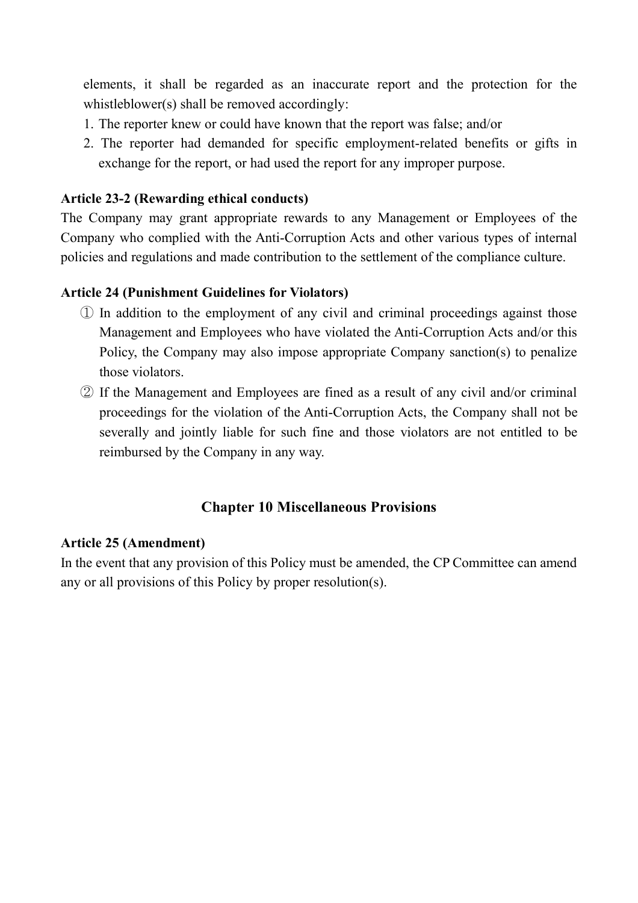elements, it shall be regarded as an inaccurate report and the protection for the whistleblower(s) shall be removed accordingly:

1. The reporter knew or could have known that the report was false; and/or
2. The reporter had demanded for specific employment-related benefits or gifts in exchange for the report, or had used the report for any improper purpose.

**Article 23-2 (Rewarding ethical conducts)**

The Company may grant appropriate rewards to any Management or Employees of the Company who complied with the Anti-Corruption Acts and other various types of internal policies and regulations and made contribution to the settlement of the compliance culture.

**Article 24 (Punishment Guidelines for Violators)**

① In addition to the employment of any civil and criminal proceedings against those Management and Employees who have violated the Anti-Corruption Acts and/or this Policy, the Company may also impose appropriate Company sanction(s) to penalize those violators.

② If the Management and Employees are fined as a result of any civil and/or criminal proceedings for the violation of the Anti-Corruption Acts, the Company shall not be severally and jointly liable for such fine and those violators are not entitled to be reimbursed by the Company in any way.

## Chapter 10 Miscellaneous Provisions

**Article 25 (Amendment)**

In the event that any provision of this Policy must be amended, the CP Committee can amend any or all provisions of this Policy by proper resolution(s).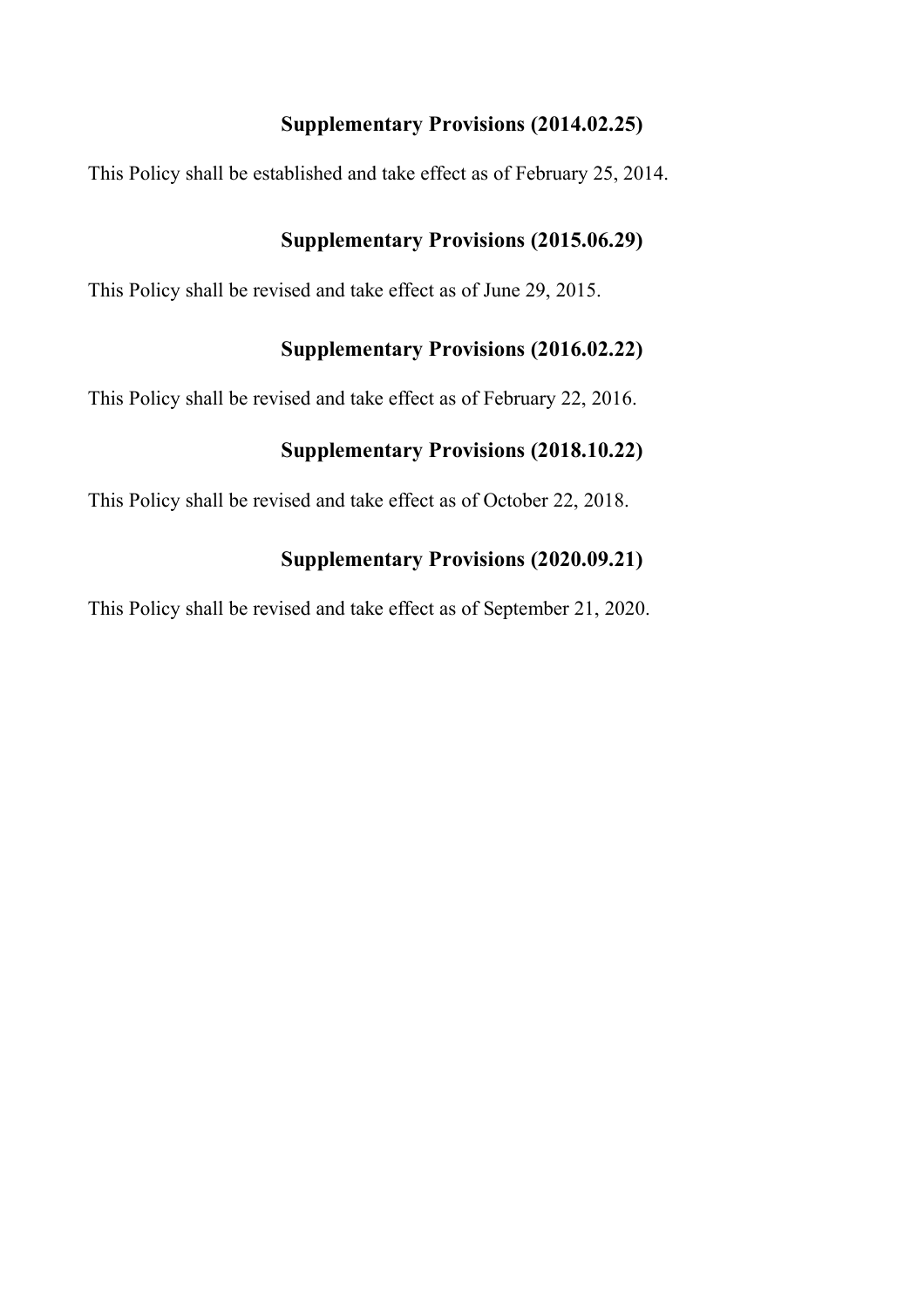## Supplementary Provisions (2014.02.25)

This Policy shall be established and take effect as of February 25, 2014.

## Supplementary Provisions (2015.06.29)

This Policy shall be revised and take effect as of June 29, 2015.

## Supplementary Provisions (2016.02.22)

This Policy shall be revised and take effect as of February 22, 2016.

## Supplementary Provisions (2018.10.22)

This Policy shall be revised and take effect as of October 22, 2018.

## Supplementary Provisions (2020.09.21)

This Policy shall be revised and take effect as of September 21, 2020.